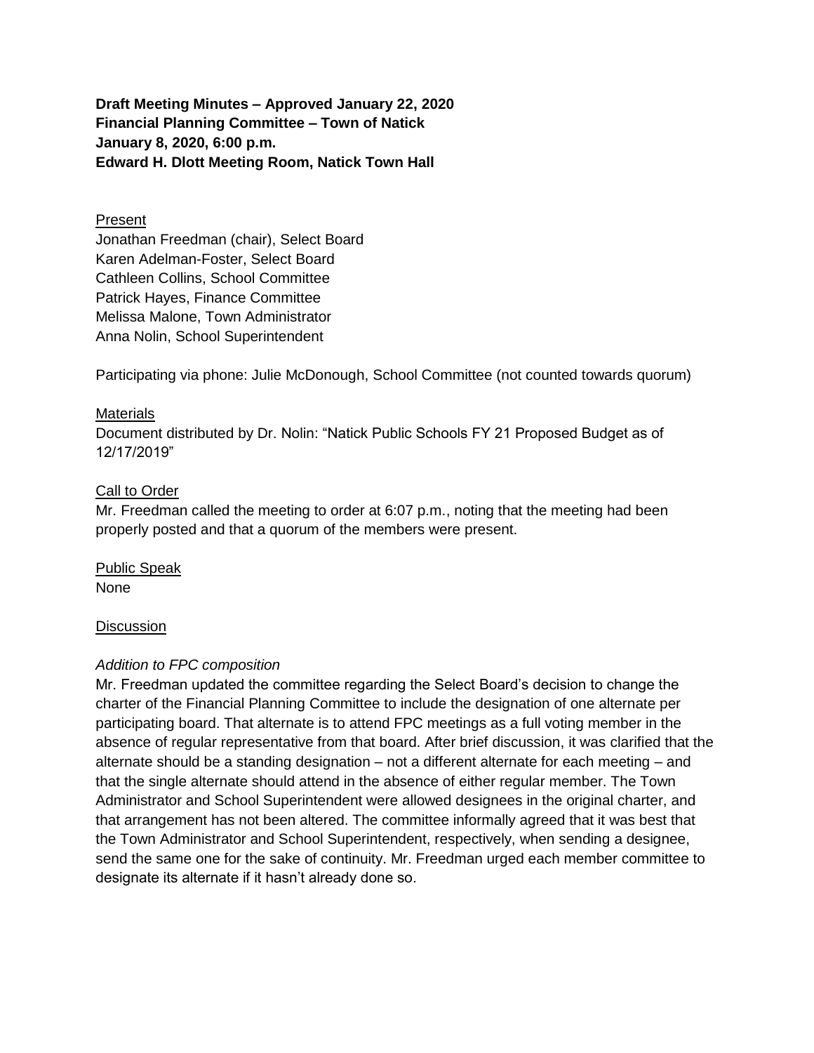**Draft Meeting Minutes – Approved January 22, 2020**
**Financial Planning Committee – Town of Natick**
**January 8, 2020, 6:00 p.m.**
**Edward H. Dlott Meeting Room, Natick Town Hall**

Present

Jonathan Freedman (chair), Select Board
Karen Adelman-Foster, Select Board
Cathleen Collins, School Committee
Patrick Hayes, Finance Committee
Melissa Malone, Town Administrator
Anna Nolin, School Superintendent

Participating via phone: Julie McDonough, School Committee (not counted towards quorum)

Materials

Document distributed by Dr. Nolin: "Natick Public Schools FY 21 Proposed Budget as of 12/17/2019"

Call to Order

Mr. Freedman called the meeting to order at 6:07 p.m., noting that the meeting had been properly posted and that a quorum of the members were present.

Public Speak

None

Discussion

*Addition to FPC composition*

Mr. Freedman updated the committee regarding the Select Board's decision to change the charter of the Financial Planning Committee to include the designation of one alternate per participating board. That alternate is to attend FPC meetings as a full voting member in the absence of regular representative from that board. After brief discussion, it was clarified that the alternate should be a standing designation – not a different alternate for each meeting – and that the single alternate should attend in the absence of either regular member. The Town Administrator and School Superintendent were allowed designees in the original charter, and that arrangement has not been altered. The committee informally agreed that it was best that the Town Administrator and School Superintendent, respectively, when sending a designee, send the same one for the sake of continuity. Mr. Freedman urged each member committee to designate its alternate if it hasn't already done so.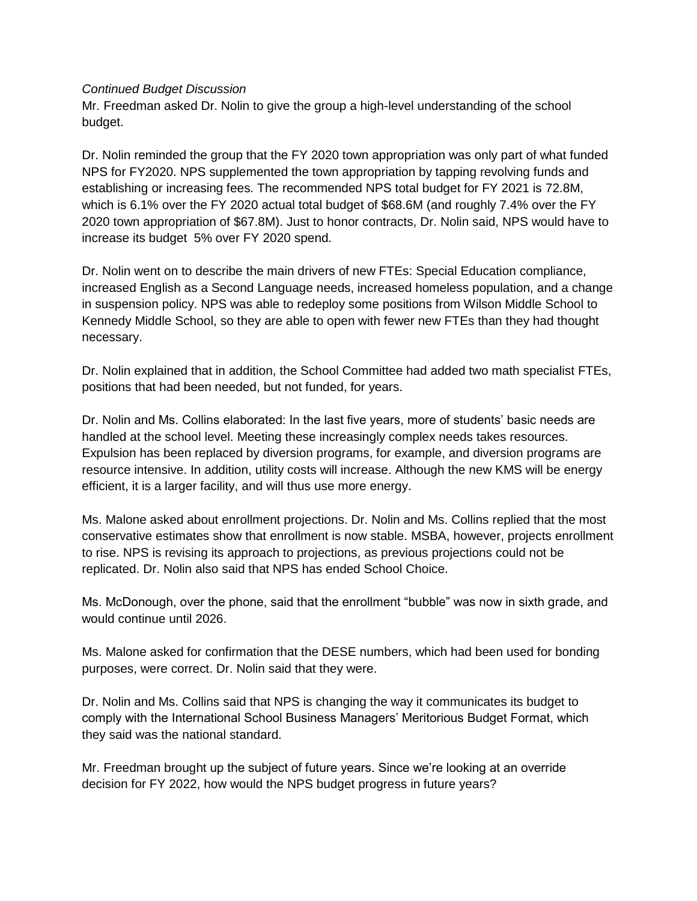*Continued Budget Discussion*
Mr. Freedman asked Dr. Nolin to give the group a high-level understanding of the school budget.

Dr. Nolin reminded the group that the FY 2020 town appropriation was only part of what funded NPS for FY2020. NPS supplemented the town appropriation by tapping revolving funds and establishing or increasing fees. The recommended NPS total budget for FY 2021 is 72.8M, which is 6.1% over the FY 2020 actual total budget of $68.6M (and roughly 7.4% over the FY 2020 town appropriation of $67.8M). Just to honor contracts, Dr. Nolin said, NPS would have to increase its budget 5% over FY 2020 spend.

Dr. Nolin went on to describe the main drivers of new FTEs: Special Education compliance, increased English as a Second Language needs, increased homeless population, and a change in suspension policy. NPS was able to redeploy some positions from Wilson Middle School to Kennedy Middle School, so they are able to open with fewer new FTEs than they had thought necessary.

Dr. Nolin explained that in addition, the School Committee had added two math specialist FTEs, positions that had been needed, but not funded, for years.

Dr. Nolin and Ms. Collins elaborated: In the last five years, more of students' basic needs are handled at the school level. Meeting these increasingly complex needs takes resources. Expulsion has been replaced by diversion programs, for example, and diversion programs are resource intensive. In addition, utility costs will increase. Although the new KMS will be energy efficient, it is a larger facility, and will thus use more energy.

Ms. Malone asked about enrollment projections. Dr. Nolin and Ms. Collins replied that the most conservative estimates show that enrollment is now stable. MSBA, however, projects enrollment to rise. NPS is revising its approach to projections, as previous projections could not be replicated. Dr. Nolin also said that NPS has ended School Choice.

Ms. McDonough, over the phone, said that the enrollment "bubble" was now in sixth grade, and would continue until 2026.

Ms. Malone asked for confirmation that the DESE numbers, which had been used for bonding purposes, were correct. Dr. Nolin said that they were.

Dr. Nolin and Ms. Collins said that NPS is changing the way it communicates its budget to comply with the International School Business Managers' Meritorious Budget Format, which they said was the national standard.

Mr. Freedman brought up the subject of future years. Since we're looking at an override decision for FY 2022, how would the NPS budget progress in future years?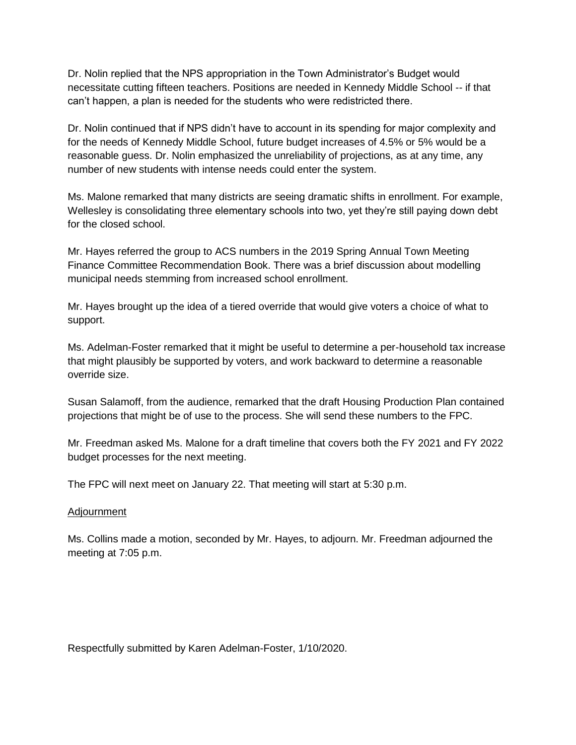Dr. Nolin replied that the NPS appropriation in the Town Administrator's Budget would necessitate cutting fifteen teachers. Positions are needed in Kennedy Middle School -- if that can't happen, a plan is needed for the students who were redistricted there.

Dr. Nolin continued that if NPS didn't have to account in its spending for major complexity and for the needs of Kennedy Middle School, future budget increases of 4.5% or 5% would be a reasonable guess. Dr. Nolin emphasized the unreliability of projections, as at any time, any number of new students with intense needs could enter the system.

Ms. Malone remarked that many districts are seeing dramatic shifts in enrollment. For example, Wellesley is consolidating three elementary schools into two, yet they're still paying down debt for the closed school.

Mr. Hayes referred the group to ACS numbers in the 2019 Spring Annual Town Meeting Finance Committee Recommendation Book. There was a brief discussion about modelling municipal needs stemming from increased school enrollment.

Mr. Hayes brought up the idea of a tiered override that would give voters a choice of what to support.

Ms. Adelman-Foster remarked that it might be useful to determine a per-household tax increase that might plausibly be supported by voters, and work backward to determine a reasonable override size.

Susan Salamoff, from the audience, remarked that the draft Housing Production Plan contained projections that might be of use to the process. She will send these numbers to the FPC.

Mr. Freedman asked Ms. Malone for a draft timeline that covers both the FY 2021 and FY 2022 budget processes for the next meeting.

The FPC will next meet on January 22. That meeting will start at 5:30 p.m.

Adjournment

Ms. Collins made a motion, seconded by Mr. Hayes, to adjourn. Mr. Freedman adjourned the meeting at 7:05 p.m.

Respectfully submitted by Karen Adelman-Foster, 1/10/2020.